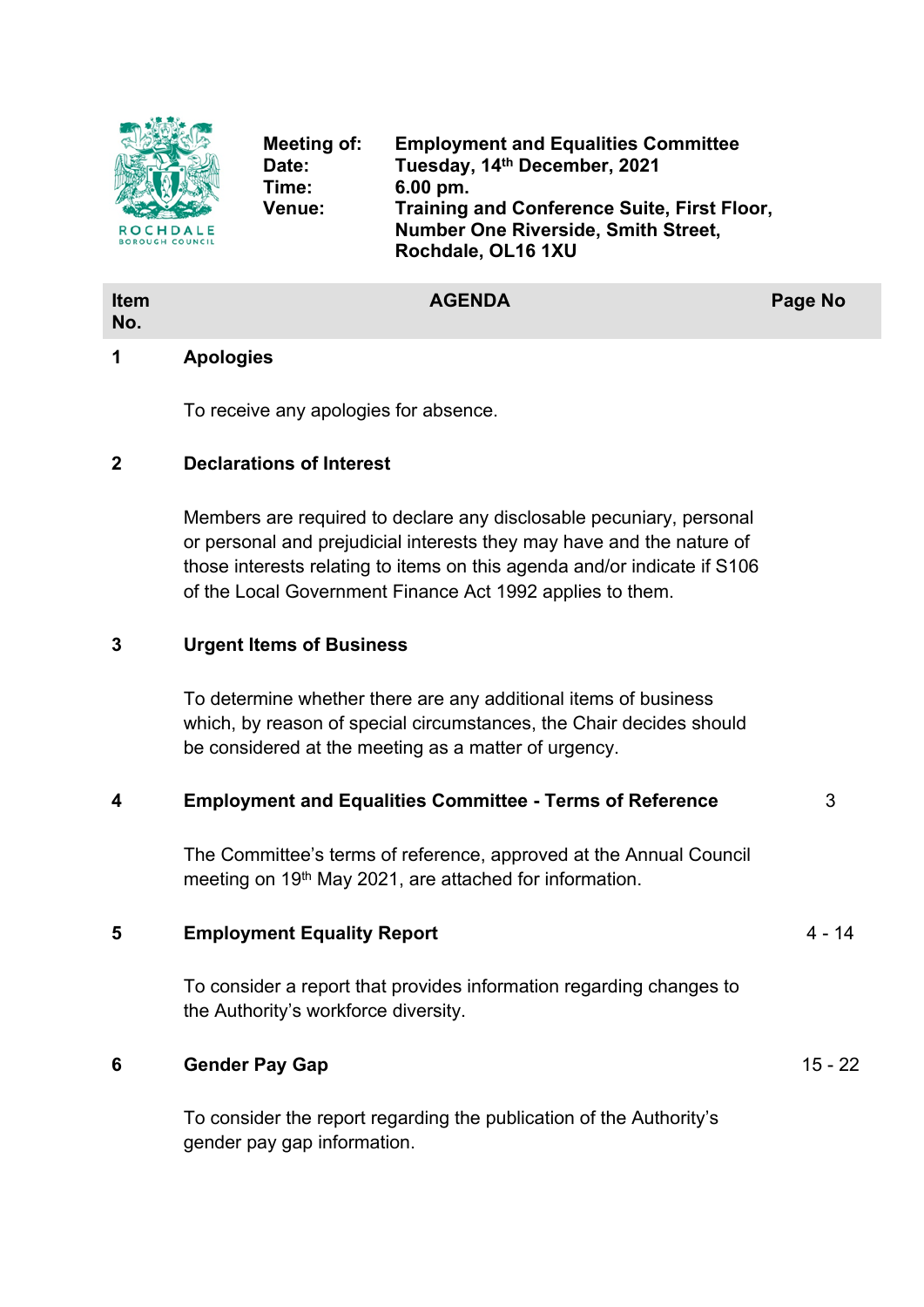ROCHDALE BOROUGH COUNCIL

| | |
|---|---|
| **Meeting of:** | **Employment and Equalities Committee** |
| **Date:** | **Tuesday, 14th December, 2021** |
| **Time:** | **6.00 pm.** |
| **Venue:** | **Training and Conference Suite, First Floor, Number One Riverside, Smith Street, Rochdale, OL16 1XU** |

| Item No. | AGENDA | Page No |
|---|---|---|
| **1** | **Apologies**<br><br>To receive any apologies for absence. | |
| **2** | **Declarations of Interest**<br><br>Members are required to declare any disclosable pecuniary, personal or personal and prejudicial interests they may have and the nature of those interests relating to items on this agenda and/or indicate if S106 of the Local Government Finance Act 1992 applies to them. | |
| **3** | **Urgent Items of Business**<br><br>To determine whether there are any additional items of business which, by reason of special circumstances, the Chair decides should be considered at the meeting as a matter of urgency. | |
| **4** | **Employment and Equalities Committee - Terms of Reference**<br><br>The Committee's terms of reference, approved at the Annual Council meeting on 19th May 2021, are attached for information. | 3 |
| **5** | **Employment Equality Report**<br><br>To consider a report that provides information regarding changes to the Authority's workforce diversity. | 4 - 14 |
| **6** | **Gender Pay Gap**<br><br>To consider the report regarding the publication of the Authority's gender pay gap information. | 15 - 22 |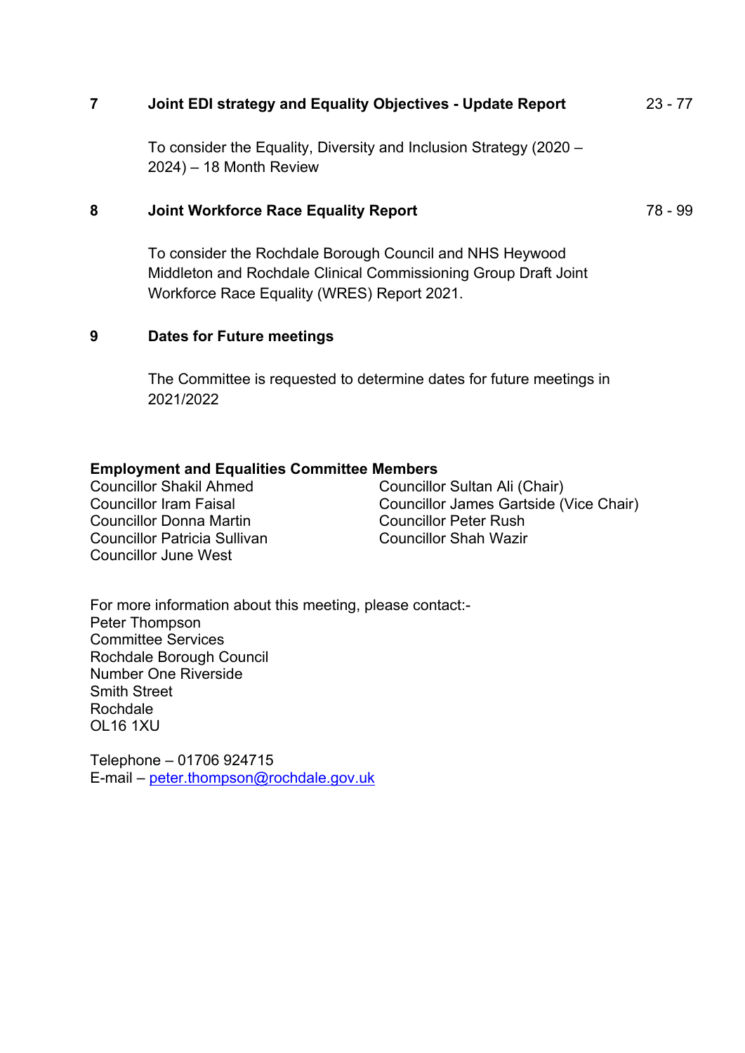**7 Joint EDI strategy and Equality Objectives - Update Report** 23 - 77

To consider the Equality, Diversity and Inclusion Strategy (2020 – 2024) – 18 Month Review

**8 Joint Workforce Race Equality Report** 78 - 99

To consider the Rochdale Borough Council and NHS Heywood Middleton and Rochdale Clinical Commissioning Group Draft Joint Workforce Race Equality (WRES) Report 2021.

**9 Dates for Future meetings**

The Committee is requested to determine dates for future meetings in 2021/2022

**Employment and Equalities Committee Members**

Councillor Shakil Ahmed
Councillor Iram Faisal
Councillor Donna Martin
Councillor Patricia Sullivan
Councillor June West
Councillor Sultan Ali (Chair)
Councillor James Gartside (Vice Chair)
Councillor Peter Rush
Councillor Shah Wazir

For more information about this meeting, please contact:-
Peter Thompson
Committee Services
Rochdale Borough Council
Number One Riverside
Smith Street
Rochdale
OL16 1XU

Telephone – 01706 924715
E-mail – peter.thompson@rochdale.gov.uk